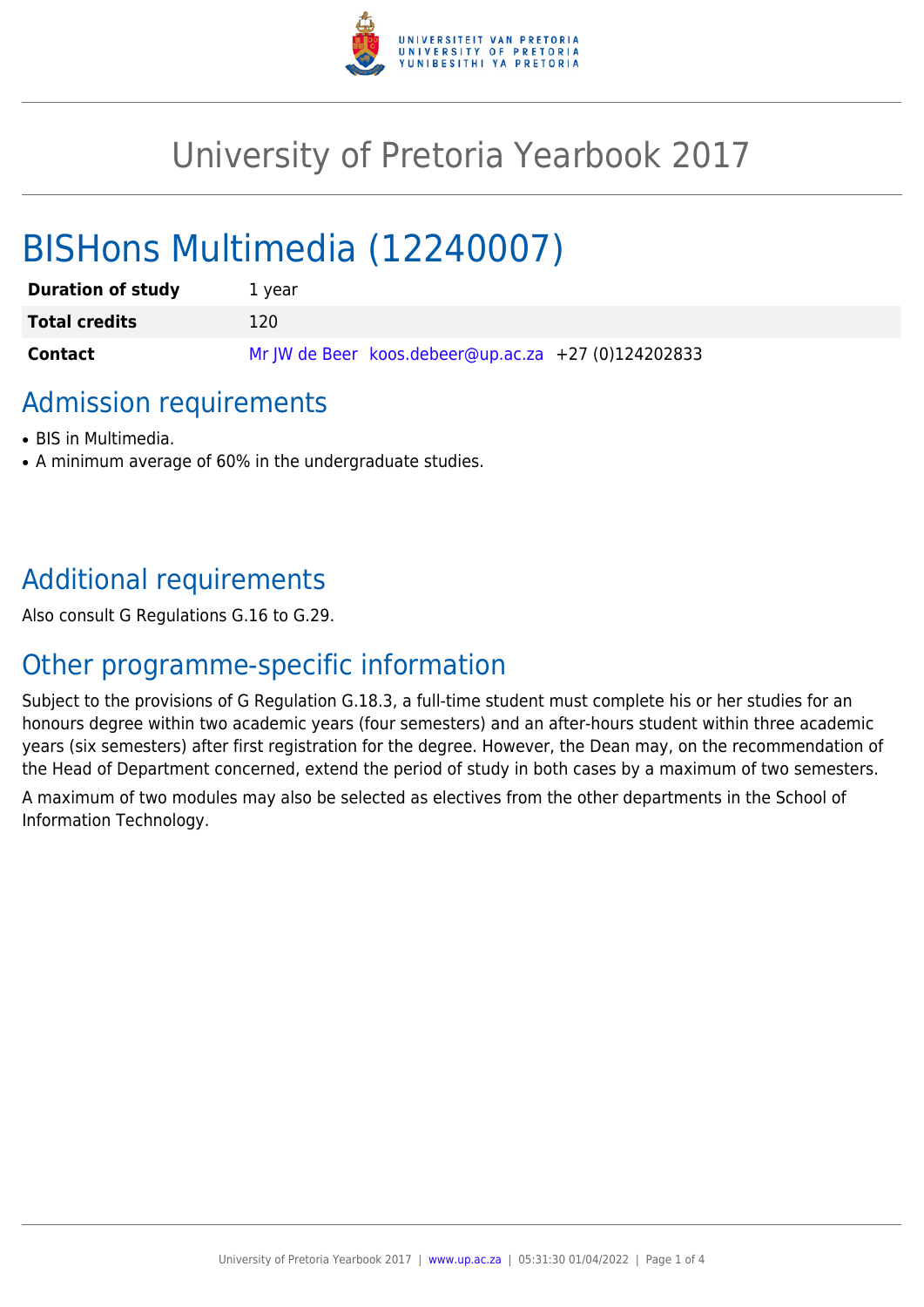# University of Pretoria Yearbook 2017

# BISHons Multimedia (12240007)

| | |
|---|---|
| **Duration of study** | 1 year |
| **Total credits** | 120 |
| **Contact** | Mr JW de Beer koos.debeer@up.ac.za +27 (0)124202833 |

## Admission requirements

- BIS in Multimedia.
- A minimum average of 60% in the undergraduate studies.

## Additional requirements

Also consult G Regulations G.16 to G.29.

## Other programme-specific information

Subject to the provisions of G Regulation G.18.3, a full-time student must complete his or her studies for an honours degree within two academic years (four semesters) and an after-hours student within three academic years (six semesters) after first registration for the degree. However, the Dean may, on the recommendation of the Head of Department concerned, extend the period of study in both cases by a maximum of two semesters.

A maximum of two modules may also be selected as electives from the other departments in the School of Information Technology.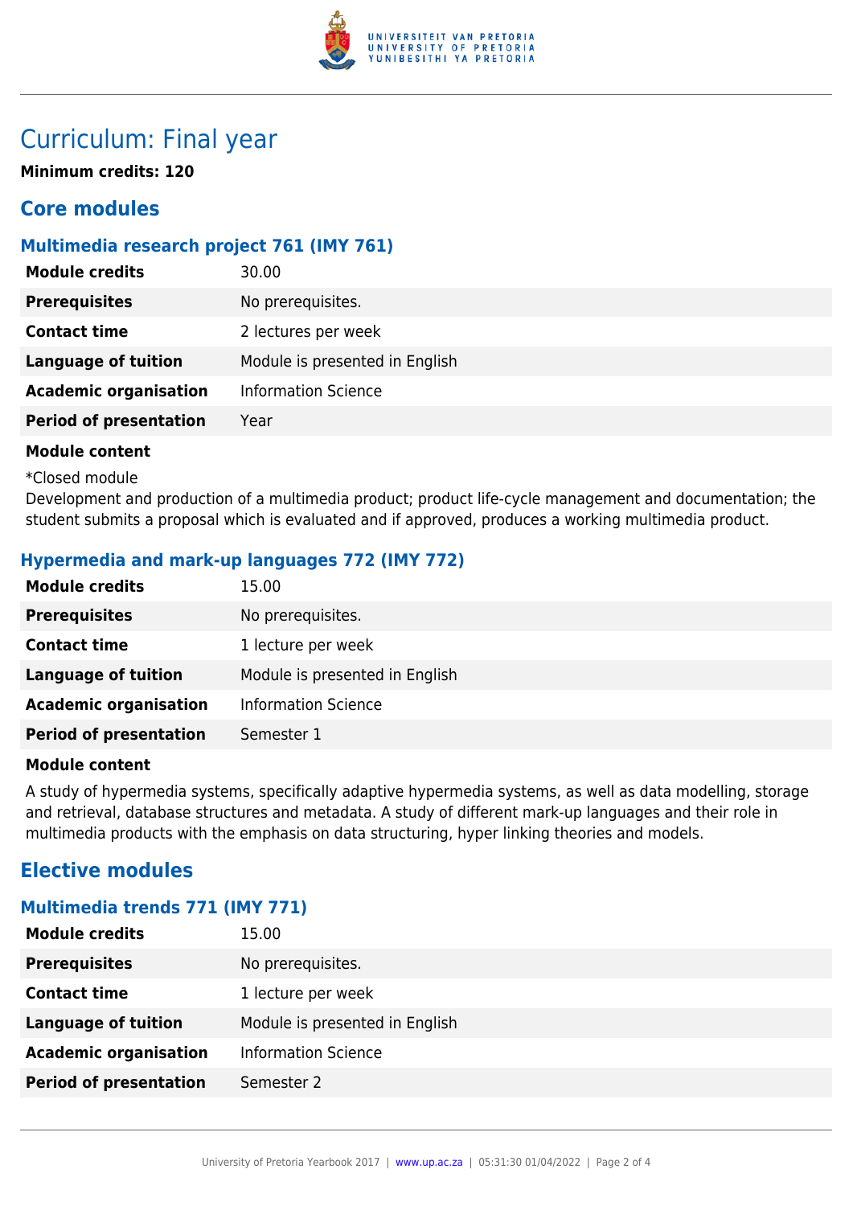# Curriculum: Final year

**Minimum credits: 120**

## Core modules

### Multimedia research project 761 (IMY 761)

| | |
|---|---|
| **Module credits** | 30.00 |
| **Prerequisites** | No prerequisites. |
| **Contact time** | 2 lectures per week |
| **Language of tuition** | Module is presented in English |
| **Academic organisation** | Information Science |
| **Period of presentation** | Year |

**Module content**

*Closed module
Development and production of a multimedia product; product life-cycle management and documentation; the student submits a proposal which is evaluated and if approved, produces a working multimedia product.

### Hypermedia and mark-up languages 772 (IMY 772)

| | |
|---|---|
| **Module credits** | 15.00 |
| **Prerequisites** | No prerequisites. |
| **Contact time** | 1 lecture per week |
| **Language of tuition** | Module is presented in English |
| **Academic organisation** | Information Science |
| **Period of presentation** | Semester 1 |

**Module content**

A study of hypermedia systems, specifically adaptive hypermedia systems, as well as data modelling, storage and retrieval, database structures and metadata. A study of different mark-up languages and their role in multimedia products with the emphasis on data structuring, hyper linking theories and models.

## Elective modules

### Multimedia trends 771 (IMY 771)

| | |
|---|---|
| **Module credits** | 15.00 |
| **Prerequisites** | No prerequisites. |
| **Contact time** | 1 lecture per week |
| **Language of tuition** | Module is presented in English |
| **Academic organisation** | Information Science |
| **Period of presentation** | Semester 2 |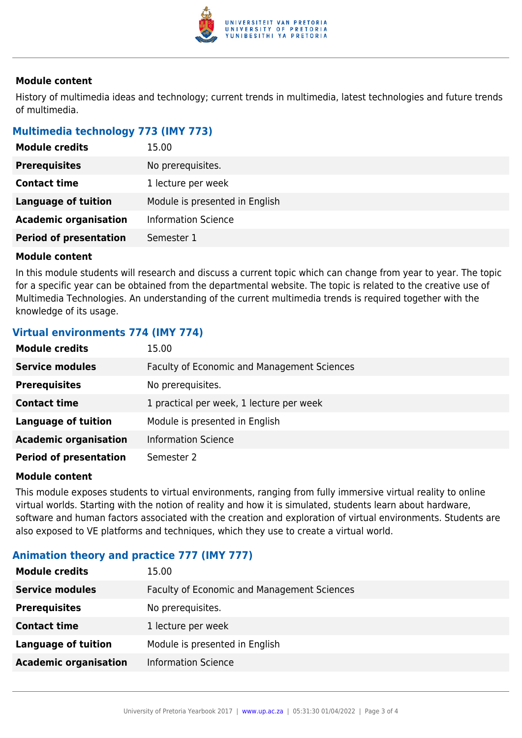**Module content**

History of multimedia ideas and technology; current trends in multimedia, latest technologies and future trends of multimedia.

### Multimedia technology 773 (IMY 773)

| | |
|---|---|
| **Module credits** | 15.00 |
| **Prerequisites** | No prerequisites. |
| **Contact time** | 1 lecture per week |
| **Language of tuition** | Module is presented in English |
| **Academic organisation** | Information Science |
| **Period of presentation** | Semester 1 |

**Module content**

In this module students will research and discuss a current topic which can change from year to year. The topic for a specific year can be obtained from the departmental website. The topic is related to the creative use of Multimedia Technologies. An understanding of the current multimedia trends is required together with the knowledge of its usage.

### Virtual environments 774 (IMY 774)

| | |
|---|---|
| **Module credits** | 15.00 |
| **Service modules** | Faculty of Economic and Management Sciences |
| **Prerequisites** | No prerequisites. |
| **Contact time** | 1 practical per week, 1 lecture per week |
| **Language of tuition** | Module is presented in English |
| **Academic organisation** | Information Science |
| **Period of presentation** | Semester 2 |

**Module content**

This module exposes students to virtual environments, ranging from fully immersive virtual reality to online virtual worlds. Starting with the notion of reality and how it is simulated, students learn about hardware, software and human factors associated with the creation and exploration of virtual environments. Students are also exposed to VE platforms and techniques, which they use to create a virtual world.

### Animation theory and practice 777 (IMY 777)

| | |
|---|---|
| **Module credits** | 15.00 |
| **Service modules** | Faculty of Economic and Management Sciences |
| **Prerequisites** | No prerequisites. |
| **Contact time** | 1 lecture per week |
| **Language of tuition** | Module is presented in English |
| **Academic organisation** | Information Science |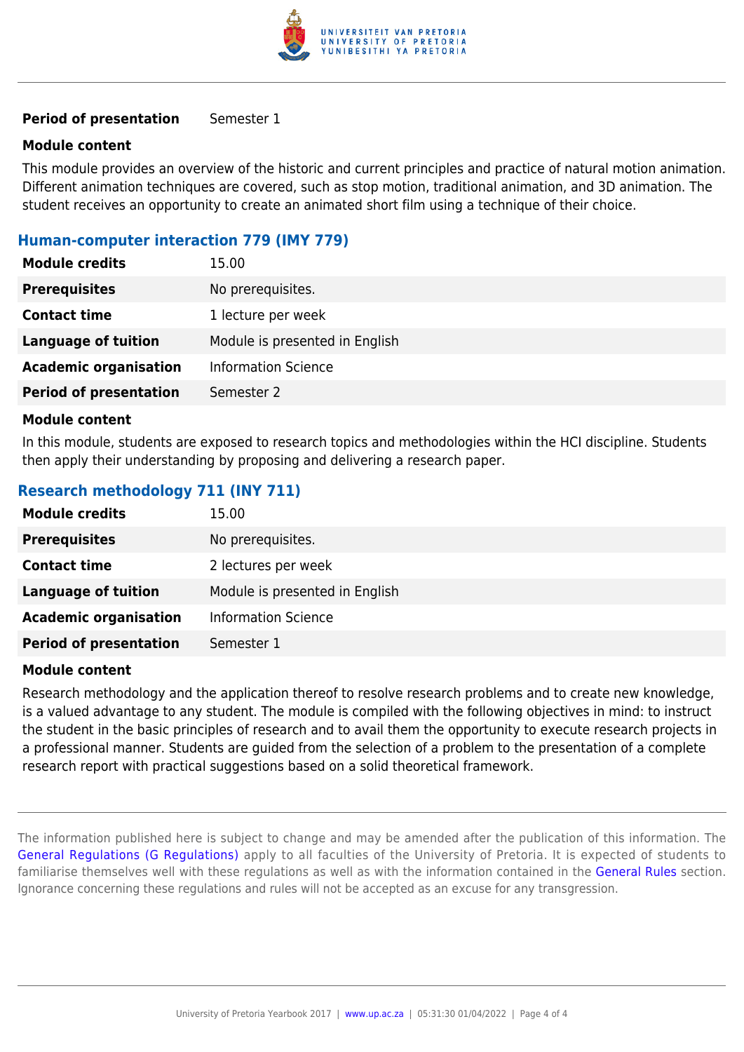| | |
|---|---|
| **Period of presentation** | Semester 1 |

**Module content**

This module provides an overview of the historic and current principles and practice of natural motion animation. Different animation techniques are covered, such as stop motion, traditional animation, and 3D animation. The student receives an opportunity to create an animated short film using a technique of their choice.

### Human-computer interaction 779 (IMY 779)

| | |
|---|---|
| **Module credits** | 15.00 |
| **Prerequisites** | No prerequisites. |
| **Contact time** | 1 lecture per week |
| **Language of tuition** | Module is presented in English |
| **Academic organisation** | Information Science |
| **Period of presentation** | Semester 2 |

**Module content**

In this module, students are exposed to research topics and methodologies within the HCI discipline. Students then apply their understanding by proposing and delivering a research paper.

### Research methodology 711 (INY 711)

| | |
|---|---|
| **Module credits** | 15.00 |
| **Prerequisites** | No prerequisites. |
| **Contact time** | 2 lectures per week |
| **Language of tuition** | Module is presented in English |
| **Academic organisation** | Information Science |
| **Period of presentation** | Semester 1 |

**Module content**

Research methodology and the application thereof to resolve research problems and to create new knowledge, is a valued advantage to any student. The module is compiled with the following objectives in mind: to instruct the student in the basic principles of research and to avail them the opportunity to execute research projects in a professional manner. Students are guided from the selection of a problem to the presentation of a complete research report with practical suggestions based on a solid theoretical framework.

The information published here is subject to change and may be amended after the publication of this information. The General Regulations (G Regulations) apply to all faculties of the University of Pretoria. It is expected of students to familiarise themselves well with these regulations as well as with the information contained in the General Rules section. Ignorance concerning these regulations and rules will not be accepted as an excuse for any transgression.